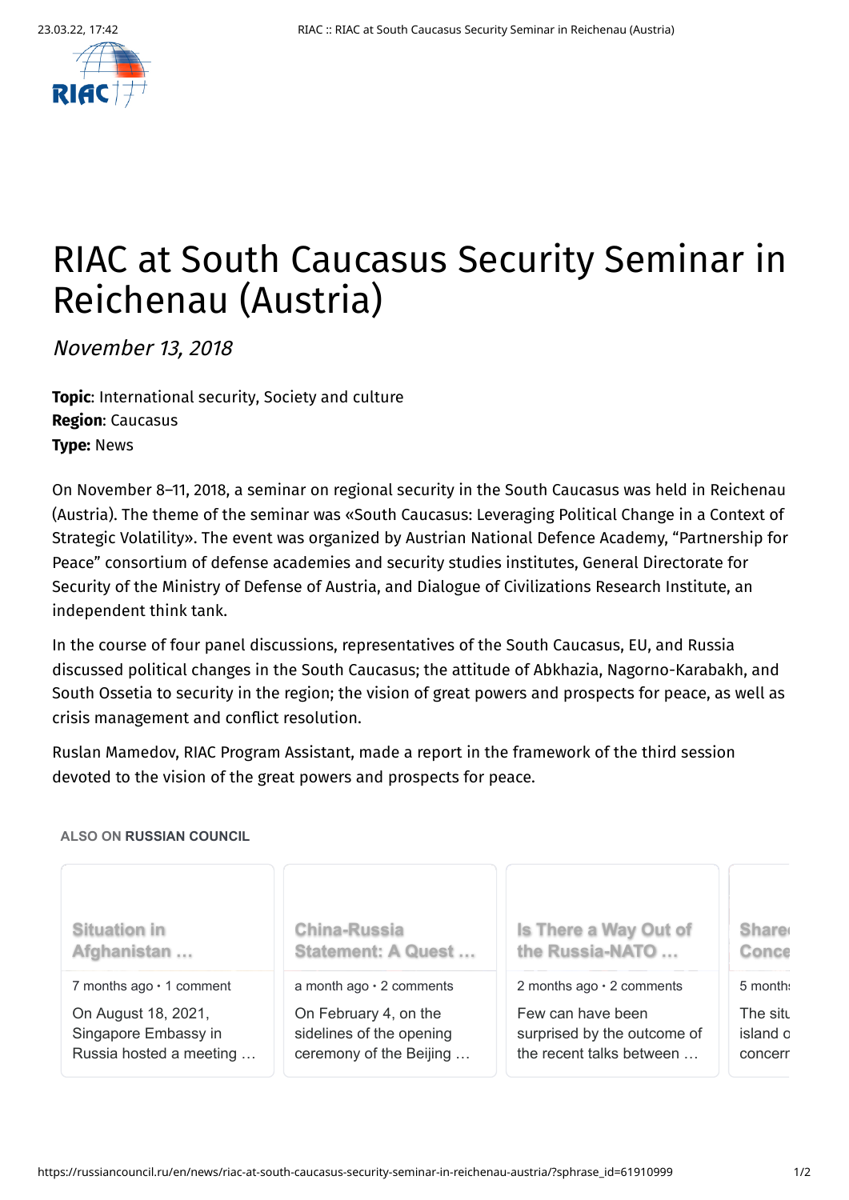# RIAC at South Caucasus Security Seminar in Reichenau (Austria)

*November 13, 2018*

**Topic**: International security, Society and culture
**Region**: Caucasus
**Type:** News

On November 8–11, 2018, a seminar on regional security in the South Caucasus was held in Reichenau (Austria). The theme of the seminar was «South Caucasus: Leveraging Political Change in a Context of Strategic Volatility». The event was organized by Austrian National Defence Academy, "Partnership for Peace" consortium of defense academies and security studies institutes, General Directorate for Security of the Ministry of Defense of Austria, and Dialogue of Civilizations Research Institute, an independent think tank.

In the course of four panel discussions, representatives of the South Caucasus, EU, and Russia discussed political changes in the South Caucasus; the attitude of Abkhazia, Nagorno-Karabakh, and South Ossetia to security in the region; the vision of great powers and prospects for peace, as well as crisis management and conflict resolution.

Ruslan Mamedov, RIAC Program Assistant, made a report in the framework of the third session devoted to the vision of the great powers and prospects for peace.

ALSO ON **RUSSIAN COUNCIL**

**Situation in Afghanistan …**
7 months ago · 1 comment
On August 18, 2021, Singapore Embassy in Russia hosted a meeting …

**China-Russia Statement: A Quest …**
a month ago · 2 comments
On February 4, on the sidelines of the opening ceremony of the Beijing …

**Is There a Way Out of the Russia-NATO …**
2 months ago · 2 comments
Few can have been surprised by the outcome of the recent talks between …

**Share Conce**
5 month
The situ island o concerr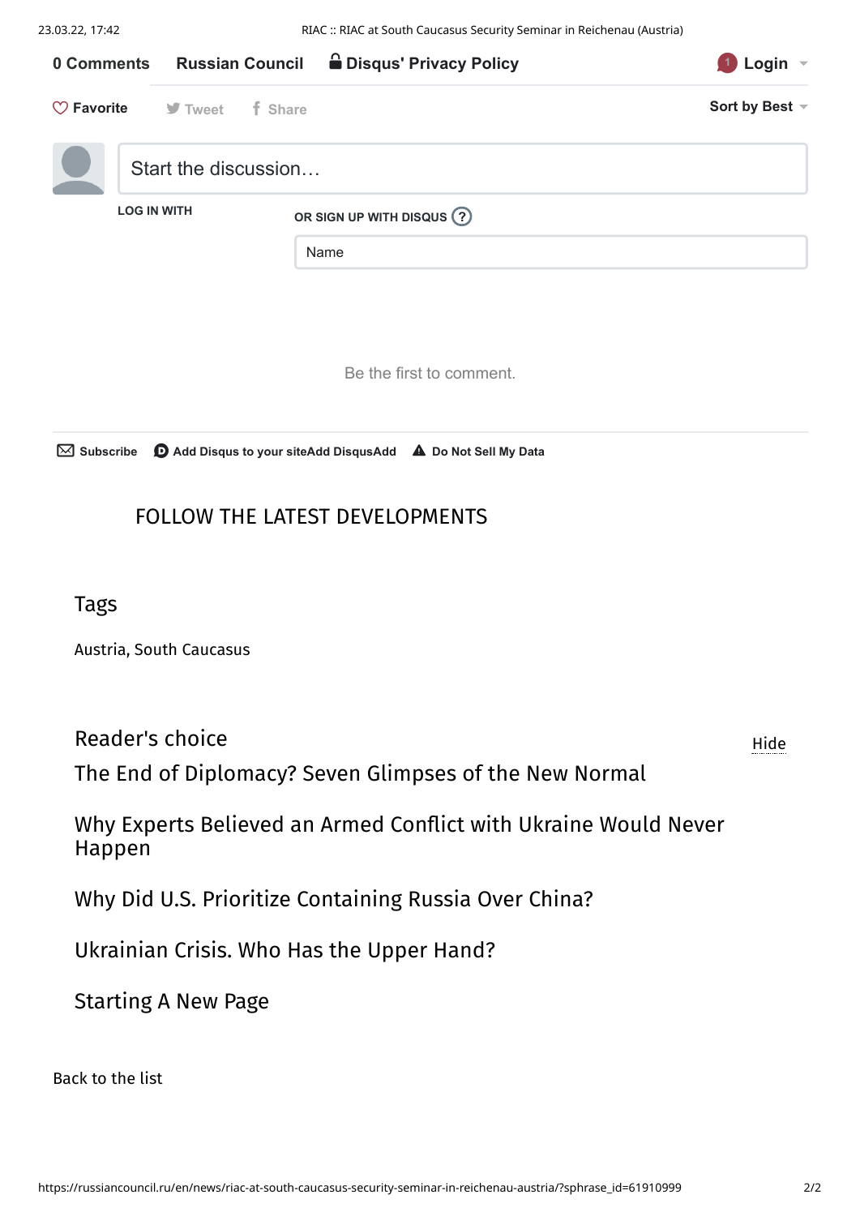0 Comments Russian Council Disqus' Privacy Policy Login

Favorite Tweet Share Sort by Best

Start the discussion…

LOG IN WITH

OR SIGN UP WITH DISQUS ?

Name

Be the first to comment.

Subscribe Add Disqus to your siteAdd DisqusAdd Do Not Sell My Data

FOLLOW THE LATEST DEVELOPMENTS

## Tags

Austria, South Caucasus

## Reader's choice

Hide

The End of Diplomacy? Seven Glimpses of the New Normal

Why Experts Believed an Armed Conflict with Ukraine Would Never Happen

Why Did U.S. Prioritize Containing Russia Over China?

Ukrainian Crisis. Who Has the Upper Hand?

Starting A New Page

Back to the list